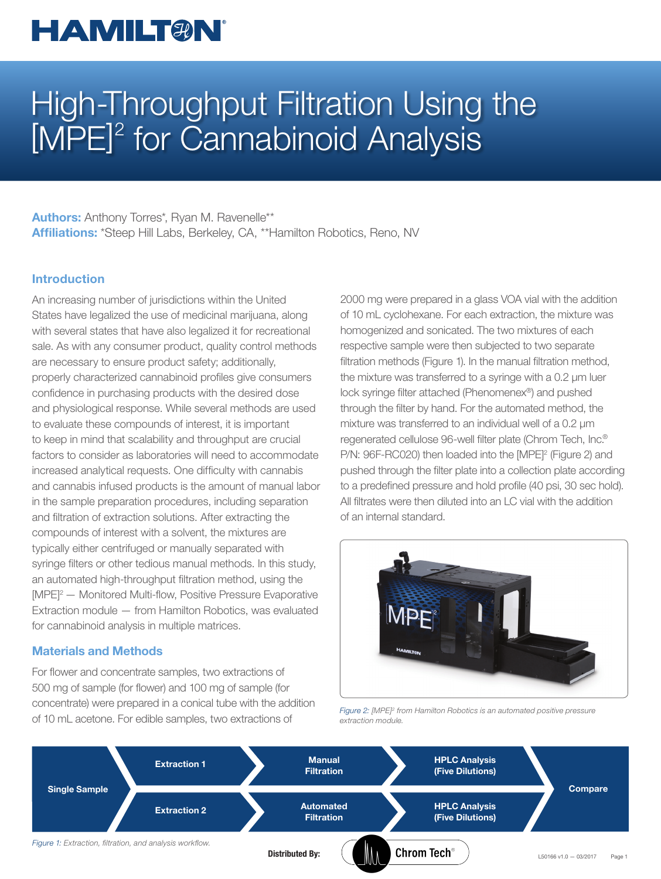# High-Throughput Filtration Using the [MPE]$^2$ for Cannabinoid Analysis

**Authors:** Anthony Torres*, Ryan M. Ravenelle**
**Affiliations:** *Steep Hill Labs, Berkeley, CA, **Hamilton Robotics, Reno, NV

## Introduction

An increasing number of jurisdictions within the United States have legalized the use of medicinal marijuana, along with several states that have also legalized it for recreational sale. As with any consumer product, quality control methods are necessary to ensure product safety; additionally, properly characterized cannabinoid profiles give consumers confidence in purchasing products with the desired dose and physiological response. While several methods are used to evaluate these compounds of interest, it is important to keep in mind that scalability and throughput are crucial factors to consider as laboratories will need to accommodate increased analytical requests. One difficulty with cannabis and cannabis infused products is the amount of manual labor in the sample preparation procedures, including separation and filtration of extraction solutions. After extracting the compounds of interest with a solvent, the mixtures are typically either centrifuged or manually separated with syringe filters or other tedious manual methods. In this study, an automated high-throughput filtration method, using the [MPE]$^2$ — Monitored Multi-flow, Positive Pressure Evaporative Extraction module — from Hamilton Robotics, was evaluated for cannabinoid analysis in multiple matrices.

## Materials and Methods

For flower and concentrate samples, two extractions of 500 mg of sample (for flower) and 100 mg of sample (for concentrate) were prepared in a conical tube with the addition of 10 mL acetone. For edible samples, two extractions of 2000 mg were prepared in a glass VOA vial with the addition of 10 mL cyclohexane. For each extraction, the mixture was homogenized and sonicated. The two mixtures of each respective sample were then subjected to two separate filtration methods (Figure 1). In the manual filtration method, the mixture was transferred to a syringe with a 0.2 µm luer lock syringe filter attached (Phenomenex®) and pushed through the filter by hand. For the automated method, the mixture was transferred to an individual well of a 0.2 µm regenerated cellulose 96-well filter plate (Chrom Tech, Inc.® P/N: 96F-RC020) then loaded into the [MPE]$^2$ (Figure 2) and pushed through the filter plate into a collection plate according to a predefined pressure and hold profile (40 psi, 30 sec hold). All filtrates were then diluted into an LC vial with the addition of an internal standard.

*Figure 2: [MPE]$^2$ from Hamilton Robotics is an automated positive pressure extraction module.*

| | | | | |
|---|---|---|---|---|
| Single Sample | Extraction 1 | Manual Filtration | HPLC Analysis (Five Dilutions) | Compare |
| | Extraction 2 | Automated Filtration | HPLC Analysis (Five Dilutions) | |

*Figure 1: Extraction, filtration, and analysis workflow.*

Distributed By: Chrom Tech®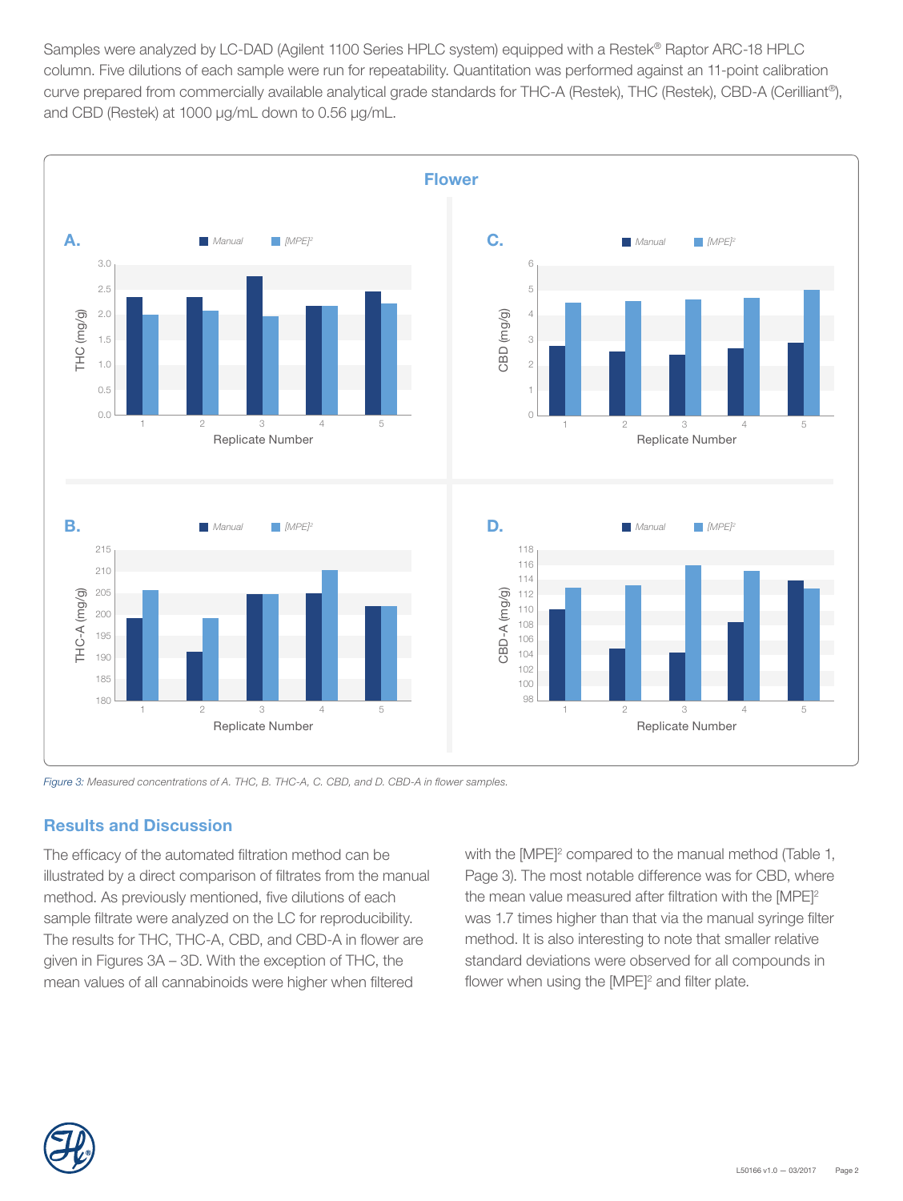Samples were analyzed by LC-DAD (Agilent 1100 Series HPLC system) equipped with a Restek® Raptor ARC-18 HPLC column. Five dilutions of each sample were run for repeatability. Quantitation was performed against an 11-point calibration curve prepared from commercially available analytical grade standards for THC-A (Restek), THC (Restek), CBD-A (Cerilliant®), and CBD (Restek) at 1000 µg/mL down to 0.56 µg/mL.

*Figure 3: Measured concentrations of A. THC, B. THC-A, C. CBD, and D. CBD-A in flower samples.*

## Results and Discussion

The efficacy of the automated filtration method can be illustrated by a direct comparison of filtrates from the manual method. As previously mentioned, five dilutions of each sample filtrate were analyzed on the LC for reproducibility. The results for THC, THC-A, CBD, and CBD-A in flower are given in Figures 3A – 3D. With the exception of THC, the mean values of all cannabinoids were higher when filtered with the [MPE]² compared to the manual method (Table 1, Page 3). The most notable difference was for CBD, where the mean value measured after filtration with the [MPE]² was 1.7 times higher than that via the manual syringe filter method. It is also interesting to note that smaller relative standard deviations were observed for all compounds in flower when using the [MPE]² and filter plate.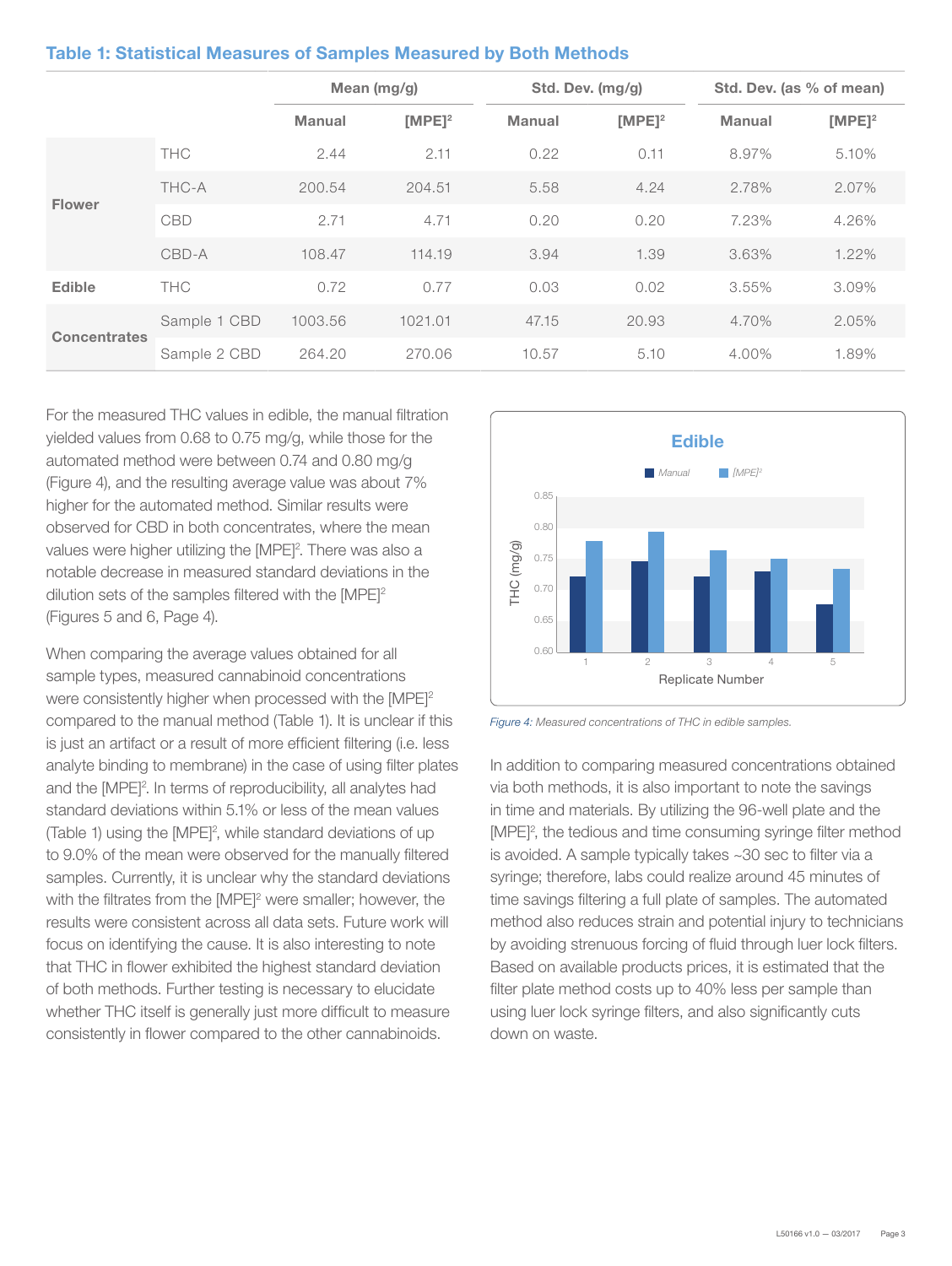### Table 1: Statistical Measures of Samples Measured by Both Methods

| | | Mean (mg/g) | | Std. Dev. (mg/g) | | Std. Dev. (as % of mean) | |
|---|---|---|---|---|---|---|---|
| | | Manual | [MPE]² | Manual | [MPE]² | Manual | [MPE]² |
| Flower | THC | 2.44 | 2.11 | 0.22 | 0.11 | 8.97% | 5.10% |
| | THC-A | 200.54 | 204.51 | 5.58 | 4.24 | 2.78% | 2.07% |
| | CBD | 2.71 | 4.71 | 0.20 | 0.20 | 7.23% | 4.26% |
| | CBD-A | 108.47 | 114.19 | 3.94 | 1.39 | 3.63% | 1.22% |
| Edible | THC | 0.72 | 0.77 | 0.03 | 0.02 | 3.55% | 3.09% |
| Concentrates | Sample 1 CBD | 1003.56 | 1021.01 | 47.15 | 20.93 | 4.70% | 2.05% |
| | Sample 2 CBD | 264.20 | 270.06 | 10.57 | 5.10 | 4.00% | 1.89% |

For the measured THC values in edible, the manual filtration yielded values from 0.68 to 0.75 mg/g, while those for the automated method were between 0.74 and 0.80 mg/g (Figure 4), and the resulting average value was about 7% higher for the automated method. Similar results were observed for CBD in both concentrates, where the mean values were higher utilizing the [MPE]². There was also a notable decrease in measured standard deviations in the dilution sets of the samples filtered with the [MPE]² (Figures 5 and 6, Page 4).

When comparing the average values obtained for all sample types, measured cannabinoid concentrations were consistently higher when processed with the [MPE]² compared to the manual method (Table 1). It is unclear if this is just an artifact or a result of more efficient filtering (i.e. less analyte binding to membrane) in the case of using filter plates and the [MPE]². In terms of reproducibility, all analytes had standard deviations within 5.1% or less of the mean values (Table 1) using the [MPE]², while standard deviations of up to 9.0% of the mean were observed for the manually filtered samples. Currently, it is unclear why the standard deviations with the filtrates from the [MPE]² were smaller; however, the results were consistent across all data sets. Future work will focus on identifying the cause. It is also interesting to note that THC in flower exhibited the highest standard deviation of both methods. Further testing is necessary to elucidate whether THC itself is generally just more difficult to measure consistently in flower compared to the other cannabinoids.

*Figure 4: Measured concentrations of THC in edible samples.*

In addition to comparing measured concentrations obtained via both methods, it is also important to note the savings in time and materials. By utilizing the 96-well plate and the [MPE]², the tedious and time consuming syringe filter method is avoided. A sample typically takes ~30 sec to filter via a syringe; therefore, labs could realize around 45 minutes of time savings filtering a full plate of samples. The automated method also reduces strain and potential injury to technicians by avoiding strenuous forcing of fluid through luer lock filters. Based on available products prices, it is estimated that the filter plate method costs up to 40% less per sample than using luer lock syringe filters, and also significantly cuts down on waste.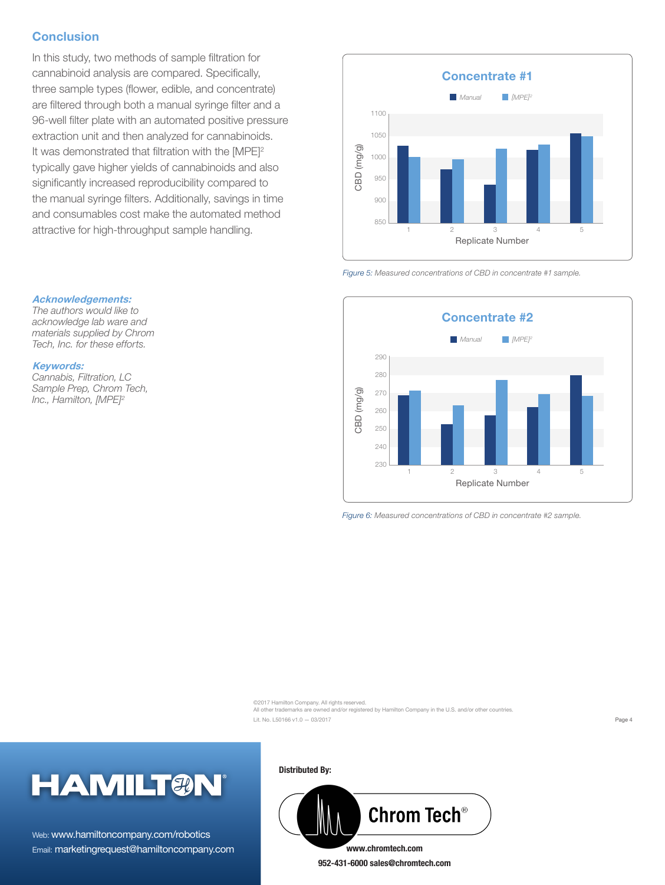## Conclusion

In this study, two methods of sample filtration for cannabinoid analysis are compared. Specifically, three sample types (flower, edible, and concentrate) are filtered through both a manual syringe filter and a 96-well filter plate with an automated positive pressure extraction unit and then analyzed for cannabinoids. It was demonstrated that filtration with the [MPE]$^2$ typically gave higher yields of cannabinoids and also significantly increased reproducibility compared to the manual syringe filters. Additionally, savings in time and consumables cost make the automated method attractive for high-throughput sample handling.

Concentrate #1

Manual
[MPE]$^2$

CBD (mg/g)

1100
1050
1000
950
900
850

1 2 3 4 5

Replicate Number

*Figure 5: Measured concentrations of CBD in concentrate #1 sample.*

***Acknowledgements:***
*The authors would like to acknowledge lab ware and materials supplied by Chrom Tech, Inc. for these efforts.*

***Keywords:***
*Cannabis, Filtration, LC Sample Prep, Chrom Tech, Inc., Hamilton, [MPE]$^2$*

Concentrate #2

Manual
[MPE]$^2$

CBD (mg/g)

290
280
270
260
250
240
230

1 2 3 4 5

Replicate Number

*Figure 6: Measured concentrations of CBD in concentrate #2 sample.*

©2017 Hamilton Company. All rights reserved.
All other trademarks are owned and/or registered by Hamilton Company in the U.S. and/or other countries.
Lit. No. L50166 v1.0 — 03/2017

HAMILTON

Web: www.hamiltoncompany.com/robotics
Email: marketingrequest@hamiltoncompany.com

**Distributed By:**

Chrom Tech®

**www.chromtech.com**
**952-431-6000 sales@chromtech.com**